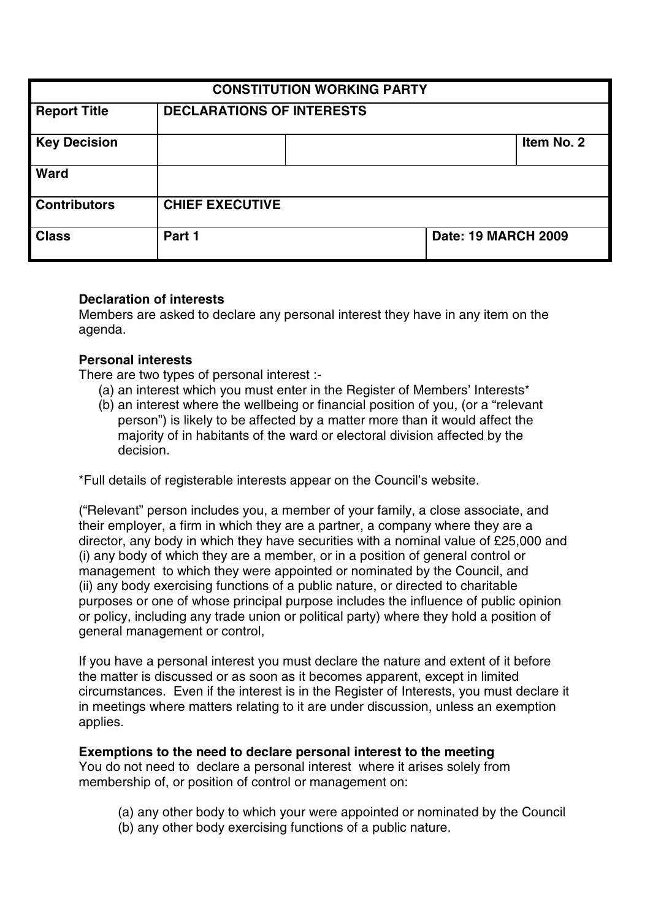| CONSTITUTION WORKING PARTY | | | |
|---|---|---|---|
| **Report Title** | **DECLARATIONS OF INTERESTS** | | |
| **Key Decision** | | | **Item No. 2** |
| **Ward** | | | |
| **Contributors** | **CHIEF EXECUTIVE** | | |
| **Class** | **Part 1** | | **Date: 19 MARCH 2009** |

**Declaration of interests**
Members are asked to declare any personal interest they have in any item on the agenda.

**Personal interests**
There are two types of personal interest :-

(a) an interest which you must enter in the Register of Members' Interests*
(b) an interest where the wellbeing or financial position of you, (or a "relevant person") is likely to be affected by a matter more than it would affect the majority of in habitants of the ward or electoral division affected by the decision.

*Full details of registerable interests appear on the Council's website.

("Relevant" person includes you, a member of your family, a close associate, and their employer, a firm in which they are a partner, a company where they are a director, any body in which they have securities with a nominal value of £25,000 and (i) any body of which they are a member, or in a position of general control or management to which they were appointed or nominated by the Council, and (ii) any body exercising functions of a public nature, or directed to charitable purposes or one of whose principal purpose includes the influence of public opinion or policy, including any trade union or political party) where they hold a position of general management or control,

If you have a personal interest you must declare the nature and extent of it before the matter is discussed or as soon as it becomes apparent, except in limited circumstances. Even if the interest is in the Register of Interests, you must declare it in meetings where matters relating to it are under discussion, unless an exemption applies.

**Exemptions to the need to declare personal interest to the meeting**
You do not need to declare a personal interest where it arises solely from membership of, or position of control or management on:

(a) any other body to which your were appointed or nominated by the Council
(b) any other body exercising functions of a public nature.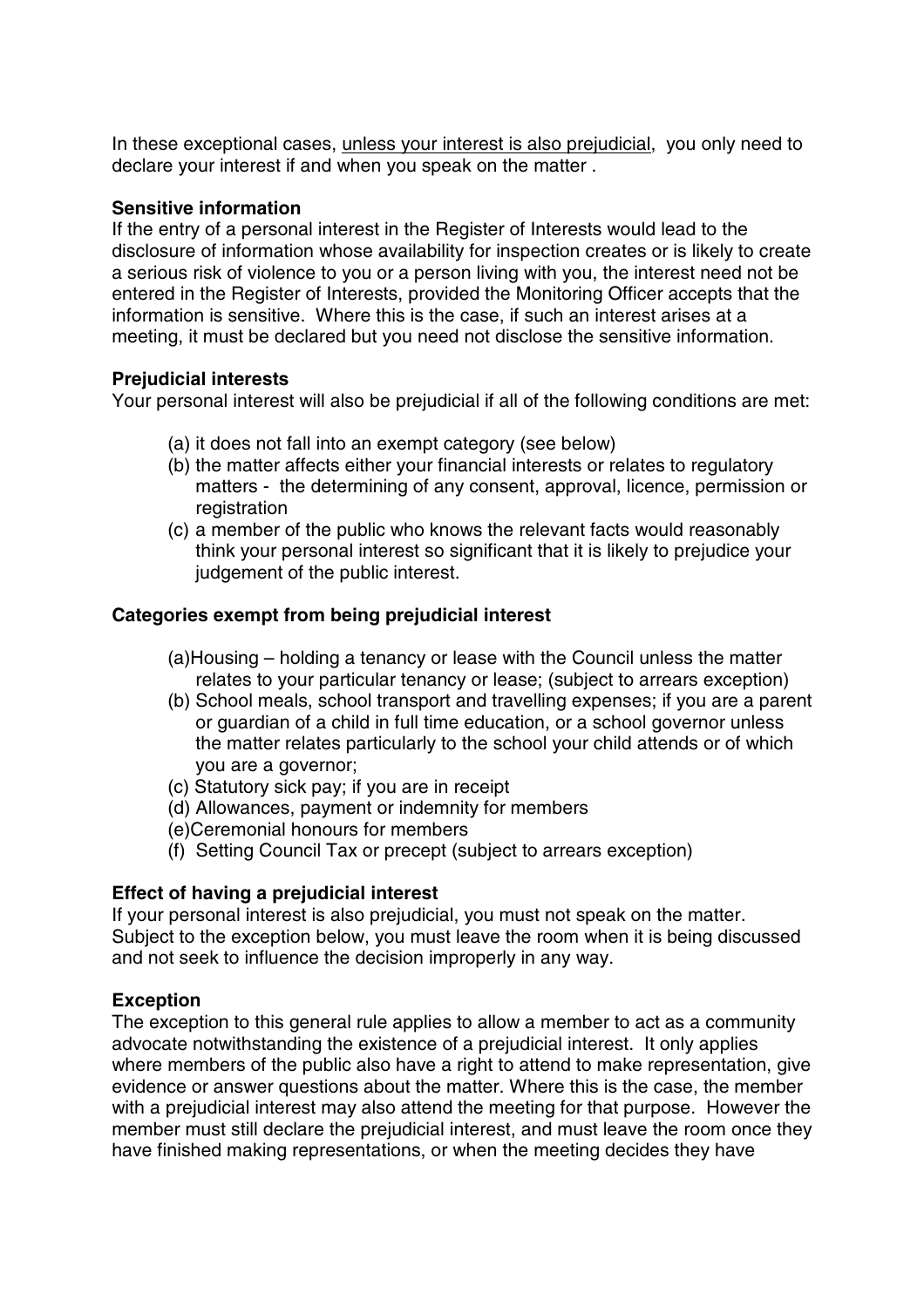In these exceptional cases, <u>unless your interest is also prejudicial</u>, you only need to declare your interest if and when you speak on the matter .

**Sensitive information**

If the entry of a personal interest in the Register of Interests would lead to the disclosure of information whose availability for inspection creates or is likely to create a serious risk of violence to you or a person living with you, the interest need not be entered in the Register of Interests, provided the Monitoring Officer accepts that the information is sensitive. Where this is the case, if such an interest arises at a meeting, it must be declared but you need not disclose the sensitive information.

**Prejudicial interests**

Your personal interest will also be prejudicial if all of the following conditions are met:

(a) it does not fall into an exempt category (see below)

(b) the matter affects either your financial interests or relates to regulatory matters - the determining of any consent, approval, licence, permission or registration

(c) a member of the public who knows the relevant facts would reasonably think your personal interest so significant that it is likely to prejudice your judgement of the public interest.

**Categories exempt from being prejudicial interest**

(a)Housing – holding a tenancy or lease with the Council unless the matter relates to your particular tenancy or lease; (subject to arrears exception)

(b) School meals, school transport and travelling expenses; if you are a parent or guardian of a child in full time education, or a school governor unless the matter relates particularly to the school your child attends or of which you are a governor;

(c) Statutory sick pay; if you are in receipt

(d) Allowances, payment or indemnity for members

(e)Ceremonial honours for members

(f) Setting Council Tax or precept (subject to arrears exception)

**Effect of having a prejudicial interest**

If your personal interest is also prejudicial, you must not speak on the matter. Subject to the exception below, you must leave the room when it is being discussed and not seek to influence the decision improperly in any way.

**Exception**

The exception to this general rule applies to allow a member to act as a community advocate notwithstanding the existence of a prejudicial interest. It only applies where members of the public also have a right to attend to make representation, give evidence or answer questions about the matter. Where this is the case, the member with a prejudicial interest may also attend the meeting for that purpose. However the member must still declare the prejudicial interest, and must leave the room once they have finished making representations, or when the meeting decides they have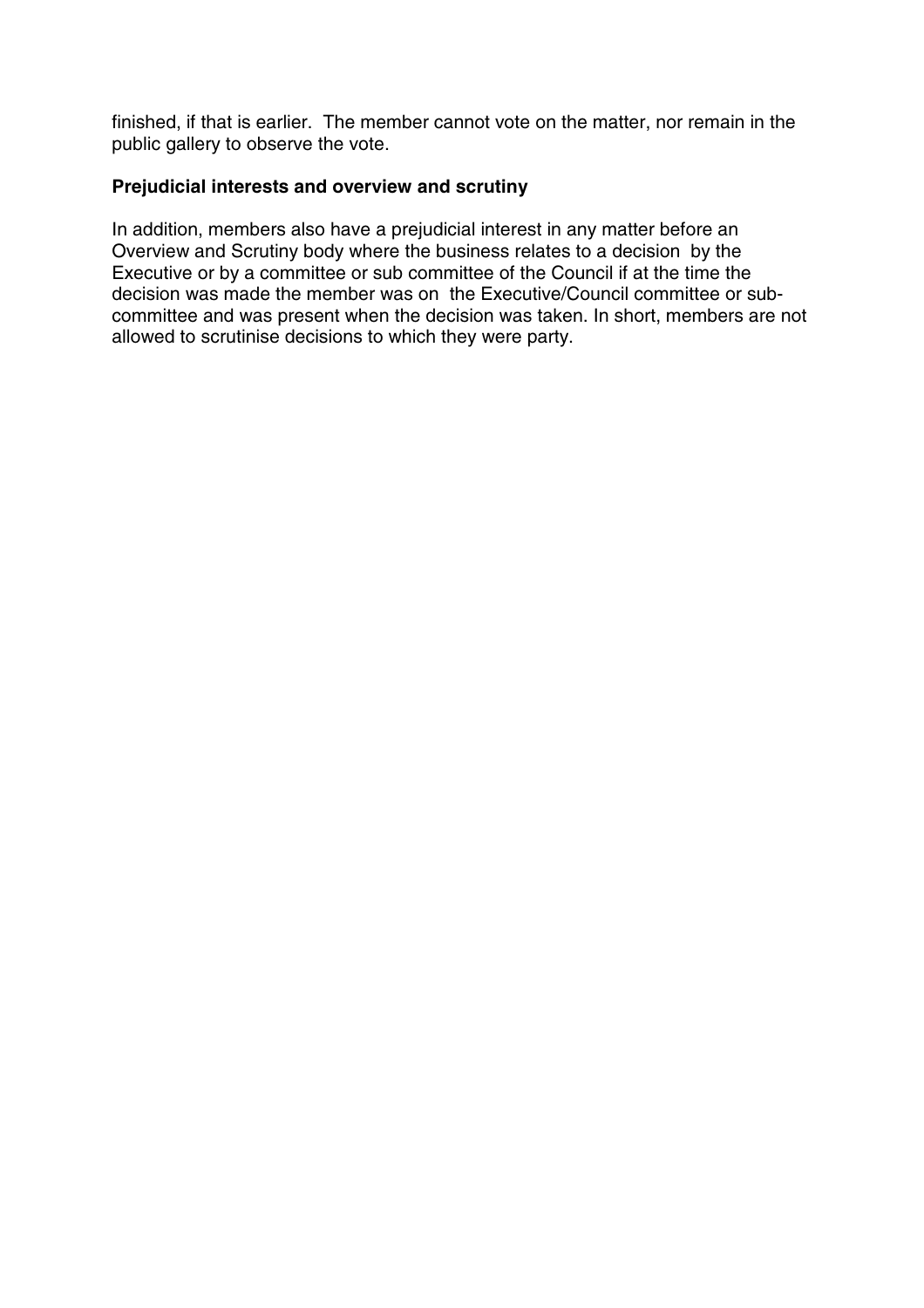finished, if that is earlier. The member cannot vote on the matter, nor remain in the public gallery to observe the vote.

**Prejudicial interests and overview and scrutiny**

In addition, members also have a prejudicial interest in any matter before an Overview and Scrutiny body where the business relates to a decision by the Executive or by a committee or sub committee of the Council if at the time the decision was made the member was on the Executive/Council committee or sub-committee and was present when the decision was taken. In short, members are not allowed to scrutinise decisions to which they were party.